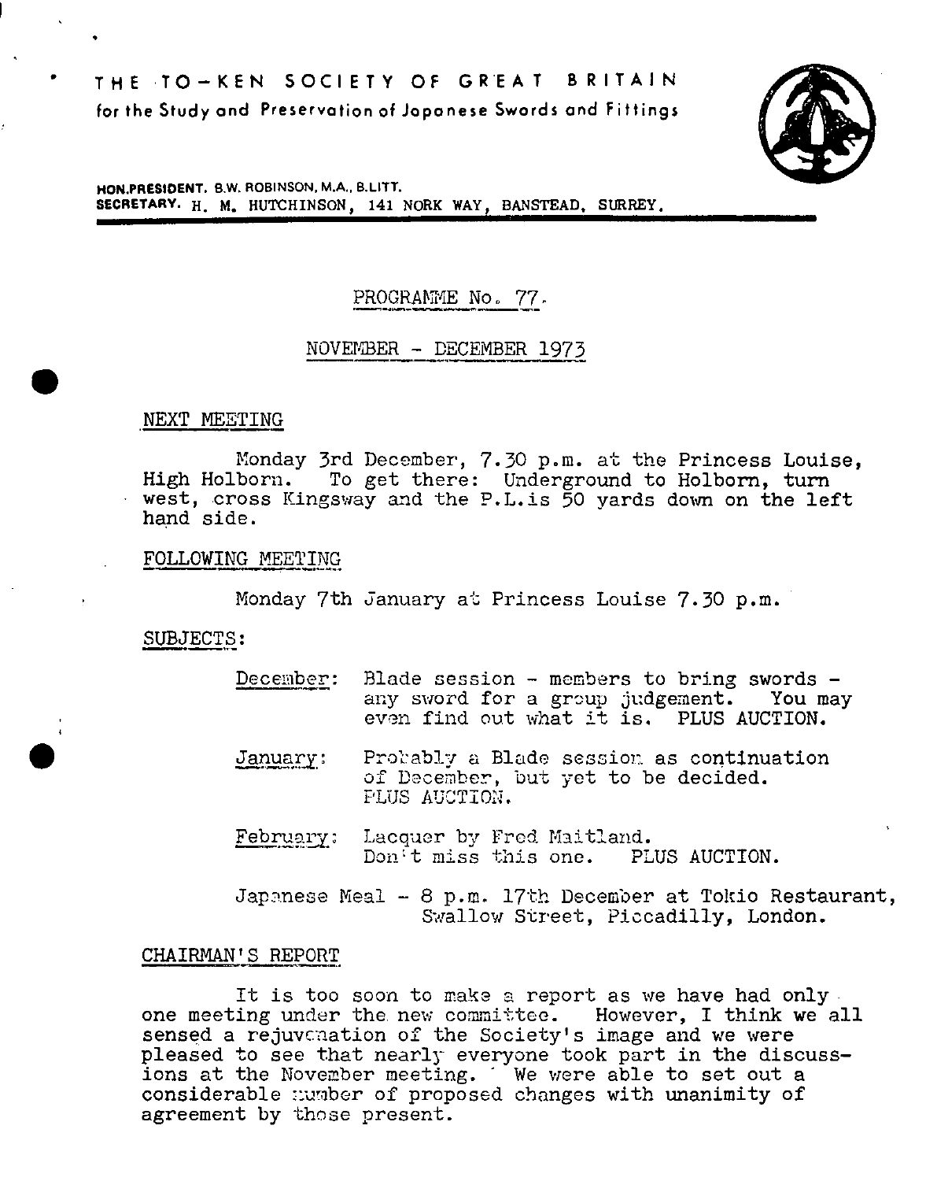# THE TO-KEN SOCIETY OF GREAT BRITAIN

**for the Study and Preservation of Japanese Swords and Fittings**

**HON.PRESIDENT.** B.W. ROBINSON, M.A., B.LITT.
**SECRETARY.** H. M. HUTCHINSON, 141 NORK WAY, BANSTEAD, SURREY.

## PROGRAMME No. 77.

## NOVEMBER - DECEMBER 1973

### NEXT MEETING

Monday 3rd December, 7.30 p.m. at the Princess Louise, High Holborn. To get there: Underground to Holborn, turn west, cross Kingsway and the P.L.is 50 yards down on the left hand side.

### FOLLOWING MEETING

Monday 7th January at Princess Louise 7.30 p.m.

### SUBJECTS:

December: Blade session - members to bring swords - any sword for a group judgement. You may even find out what it is. PLUS AUCTION.

January: Probably a Blade session as continuation of December, but yet to be decided. PLUS AUCTION.

February: Lacquer by Fred Maitland. Don't miss this one. PLUS AUCTION.

Japanese Meal - 8 p.m. 17th December at Tokio Restaurant, Swallow Street, Piccadilly, London.

### CHAIRMAN'S REPORT

It is too soon to make a report as we have had only one meeting under the new committee. However, I think we all sensed a rejuvenation of the Society's image and we were pleased to see that nearly everyone took part in the discussions at the November meeting. We were able to set out a considerable number of proposed changes with unanimity of agreement by those present.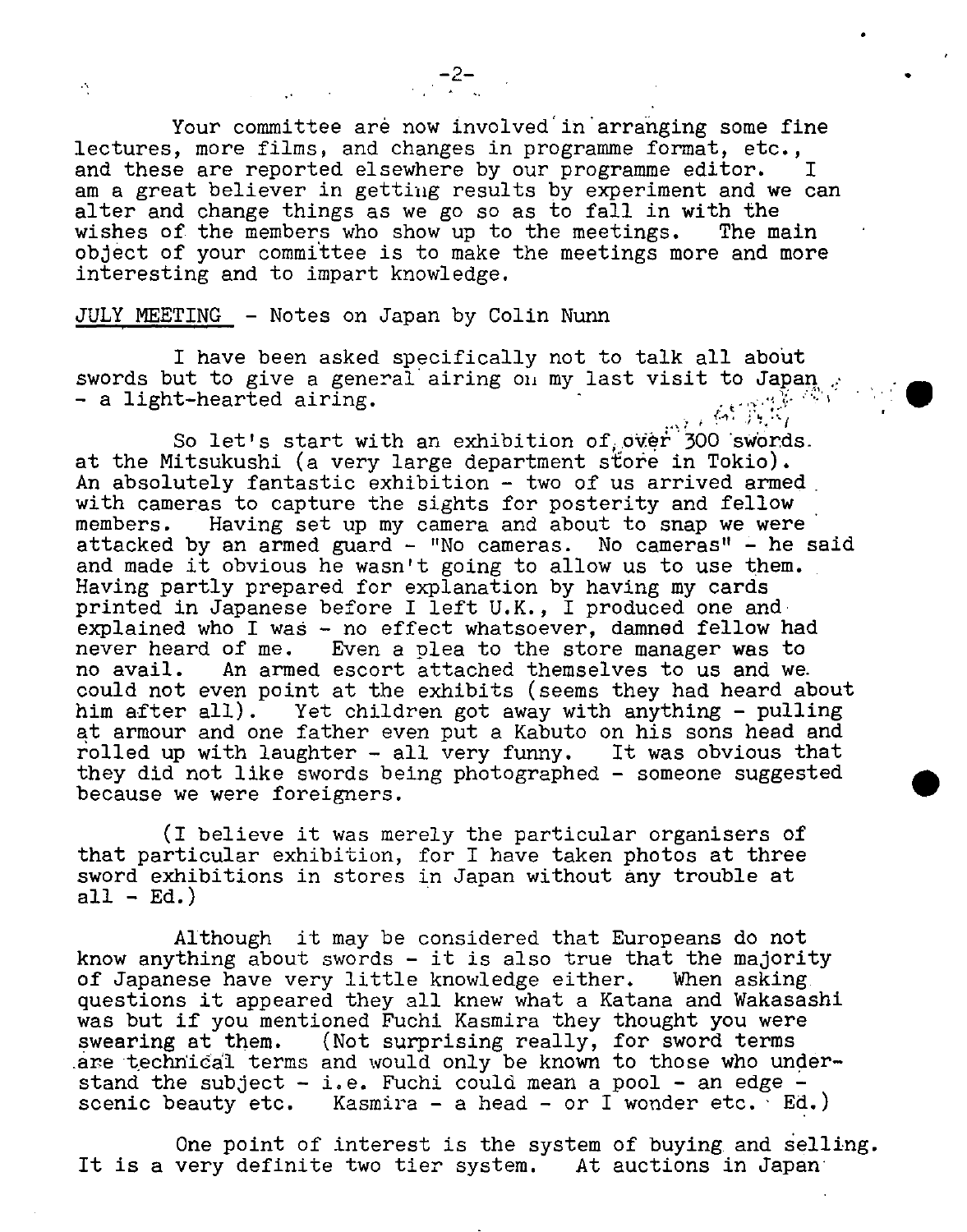Your committee are now involved in arranging some fine lectures, more films, and changes in programme format, etc., and these are reported elsewhere by our programme editor. I am a great believer in getting results by experiment and we can alter and change things as we go so as to fall in with the wishes of the members who show up to the meetings. The main object of your committee is to make the meetings more and more interesting and to impart knowledge.

<u>JULY MEETING</u> - Notes on Japan by Colin Nunn

I have been asked specifically not to talk all about swords but to give a general airing on my last visit to Japan - a light-hearted airing.

So let's start with an exhibition of over 300 swords at the Mitsukushi (a very large department store in Tokio). An absolutely fantastic exhibition - two of us arrived armed with cameras to capture the sights for posterity and fellow members. Having set up my camera and about to snap we were attacked by an armed guard - "No cameras. No cameras" - he said and made it obvious he wasn't going to allow us to use them. Having partly prepared for explanation by having my cards printed in Japanese before I left U.K., I produced one and explained who I was - no effect whatsoever, damned fellow had never heard of me. Even a plea to the store manager was to no avail. An armed escort attached themselves to us and we could not even point at the exhibits (seems they had heard about him after all). Yet children got away with anything - pulling at armour and one father even put a Kabuto on his sons head and rolled up with laughter - all very funny. It was obvious that they did not like swords being photographed - someone suggested because we were foreigners.

(I believe it was merely the particular organisers of that particular exhibition, for I have taken photos at three sword exhibitions in stores in Japan without any trouble at all - Ed.)

Although it may be considered that Europeans do not know anything about swords - it is also true that the majority of Japanese have very little knowledge either. When asking questions it appeared they all knew what a Katana and Wakasashi was but if you mentioned Fuchi Kasmira they thought you were swearing at them. (Not surprising really, for sword terms are technical terms and would only be known to those who understand the subject - i.e. Fuchi could mean a pool - an edge - scenic beauty etc. Kasmira - a head - or I wonder etc. Ed.)

One point of interest is the system of buying and selling. It is a very definite two tier system. At auctions in Japan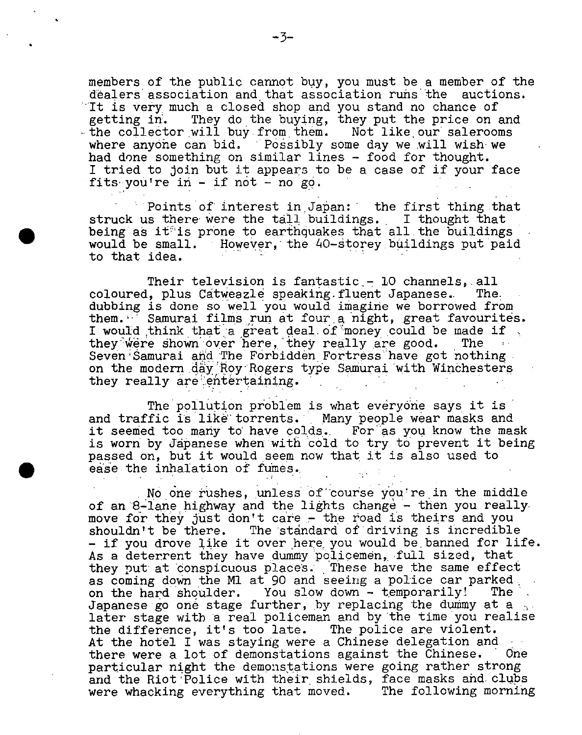members of the public cannot buy, you must be a member of the dealers association and that association runs the auctions. It is very much a closed shop and you stand no chance of getting in. They do the buying, they put the price on and the collector will buy from them. Not like our salerooms where anyone can bid. Possibly some day we will wish we had done something on similar lines - food for thought. I tried to join but it appears to be a case of if your face fits you're in - if not - no go.

Points of interest in Japan: the first thing that struck us there were the tall buildings. I thought that being as it is prone to earthquakes that all the buildings would be small. However, the 40-storey buildings put paid to that idea.

Their television is fantastic - 10 channels, all coloured, plus Catweazle speaking fluent Japanese. The dubbing is done so well you would imagine we borrowed from them. Samurai films run at four a night, great favourites. I would think that a great deal of money could be made if they were shown over here, they really are good. The Seven Samurai and The Forbidden Fortress have got nothing on the modern day Roy Rogers type Samurai with Winchesters they really are entertaining.

The pollution problem is what everyone says it is and traffic is like torrents. Many people wear masks and it seemed too many to have colds. For as you know the mask is worn by Japanese when with cold to try to prevent it being passed on, but it would seem now that it is also used to ease the inhalation of fumes.

No one rushes, unless of course you're in the middle of an 8-lane highway and the lights change - then you really move for they just don't care - the road is theirs and you shouldn't be there. The standard of driving is incredible - if you drove like it over here you would be banned for life. As a deterrent they have dummy policemen, full sized, that they put at conspicuous places. These have the same effect as coming down the M1 at 90 and seeing a police car parked on the hard shoulder. You slow down - temporarily! The Japanese go one stage further, by replacing the dummy at a later stage with a real policeman and by the time you realise the difference, it's too late. The police are violent. At the hotel I was staying were a Chinese delegation and there were a lot of demonstations against the Chinese. One particular night the demonstations were going rather strong and the Riot Police with their shields, face masks and clubs were whacking everything that moved. The following morning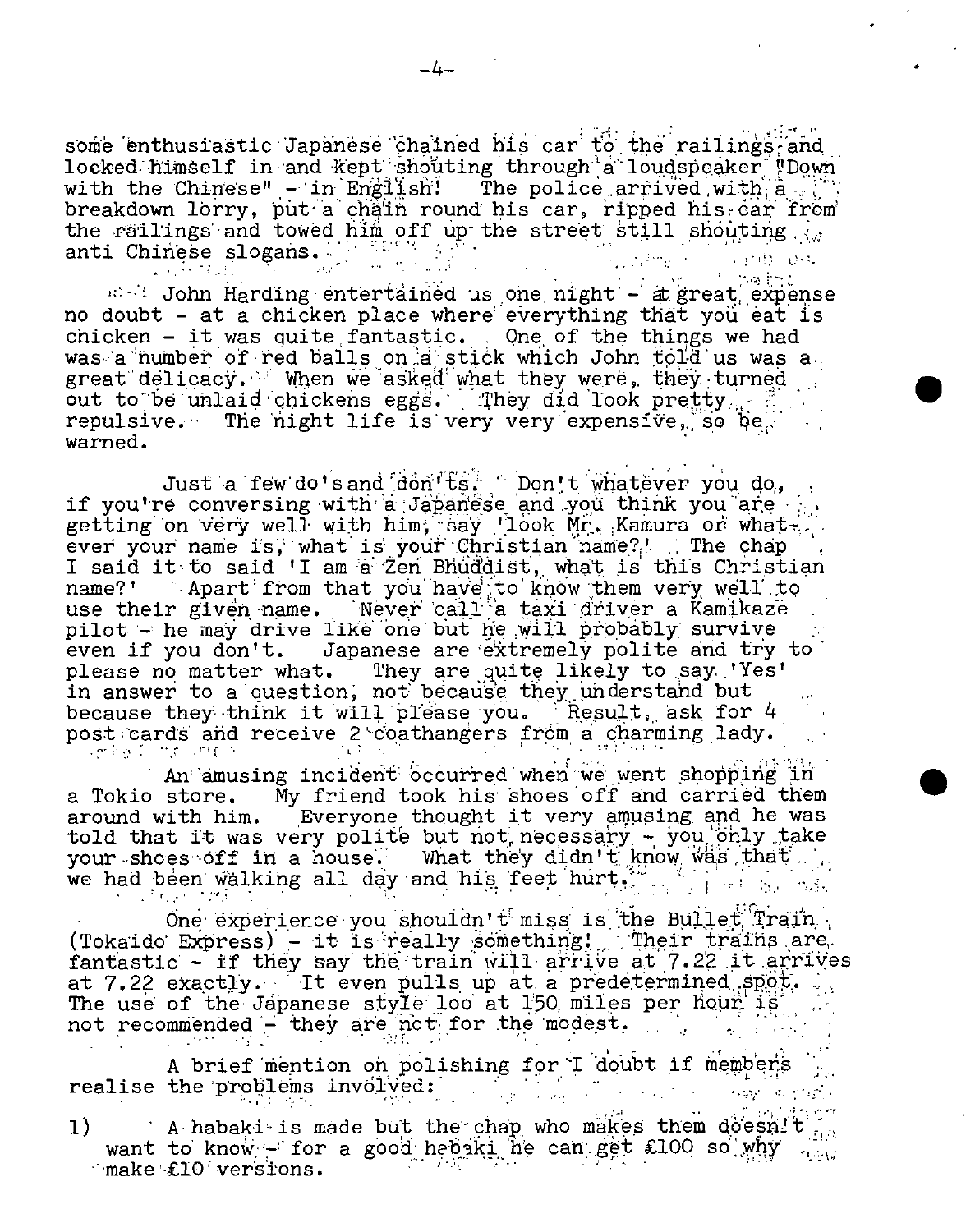some enthusiastic Japanese chained his car to the railings and locked himself in and kept shouting through a loudspeaker "Down with the Chinese" - in English! The police arrived with a breakdown lorry, put a chain round his car, ripped his car from the railings and towed him off up the street still shouting anti Chinese slogans.

John Harding entertained us one night - at great expense no doubt - at a chicken place where everything that you eat is chicken - it was quite fantastic. One of the things we had was a number of red balls on a stick which John told us was a great delicacy. When we asked what they were, they turned out to be unlaid chickens eggs. They did look pretty repulsive. The night life is very very expensive, so be warned.

Just a few do's and don'ts. Don't whatever you do, if you're conversing with a Japanese and you think you are getting on very well with him, say 'look Mr. Kamura or whatever your name is, what is your Christian name?'. The chap I said it to said 'I am a Zen Bhuddist, what is this Christian name?' Apart from that you have to know them very well to use their given name. Never call a taxi driver a Kamikaze pilot - he may drive like one but he will probably survive even if you don't. Japanese are extremely polite and try to please no matter what. They are quite likely to say 'Yes' in answer to a question, not because they understand but because they think it will please you. Result, ask for 4 post cards and receive 2 coathangers from a charming lady.

An amusing incident occurred when we went shopping in a Tokio store. My friend took his shoes off and carried them around with him. Everyone thought it very amusing and he was told that it was very polite but not necessary - you only take your shoes off in a house. What they didn't know was that we had been walking all day and his feet hurt.

One experience you shouldn't miss is the Bullet Train (Tokaido Express) - it is really something! Their trains are fantastic - if they say the train will arrive at 7.22 it arrives at 7.22 exactly. It even pulls up at a predetermined spot. The use of the Japanese style loo at 150 miles per hour is not recommended - they are not for the modest.

A brief mention on polishing for I doubt if members realise the problems involved:

1) A habaki is made but the chap who makes them doesn't want to know - for a good habaki he can get £100 so why make £10 versions.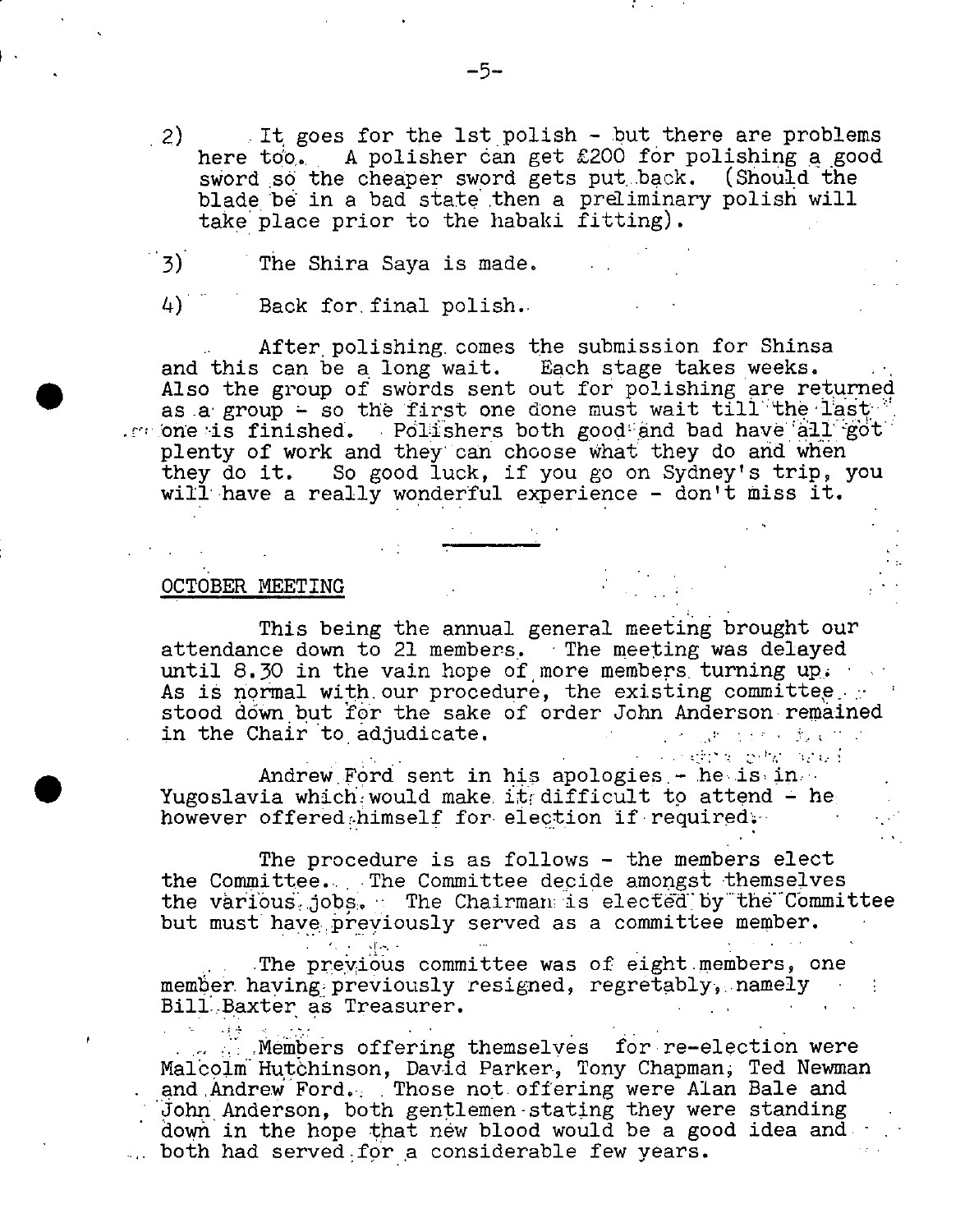2) It goes for the 1st polish - but there are problems here too. A polisher can get £200 for polishing a good sword so the cheaper sword gets put back. (Should the blade be in a bad state then a preliminary polish will take place prior to the habaki fitting).

3) The Shira Saya is made.

4) Back for final polish.

After polishing comes the submission for Shinsa and this can be a long wait. Each stage takes weeks. Also the group of swords sent out for polishing are returned as a group - so the first one done must wait till the last one is finished. Polishers both good and bad have all got plenty of work and they can choose what they do and when they do it. So good luck, if you go on Sydney's trip, you will have a really wonderful experience - don't miss it.

---

## OCTOBER MEETING

This being the annual general meeting brought our attendance down to 21 members. The meeting was delayed until 8.30 in the vain hope of more members turning up. As is normal with our procedure, the existing committee stood down but for the sake of order John Anderson remained in the Chair to adjudicate.

Andrew Ford sent in his apologies - he is in Yugoslavia which would make it difficult to attend - he however offered himself for election if required.

The procedure is as follows - the members elect the Committee. The Committee decide amongst themselves the various jobs. The Chairman is elected by the Committee but must have previously served as a committee member.

The previous committee was of eight members, one member having previously resigned, regretably, namely Bill Baxter as Treasurer.

Members offering themselves for re-election were Malcolm Hutchinson, David Parker, Tony Chapman, Ted Newman and Andrew Ford. Those not offering were Alan Bale and John Anderson, both gentlemen stating they were standing down in the hope that new blood would be a good idea and both had served for a considerable few years.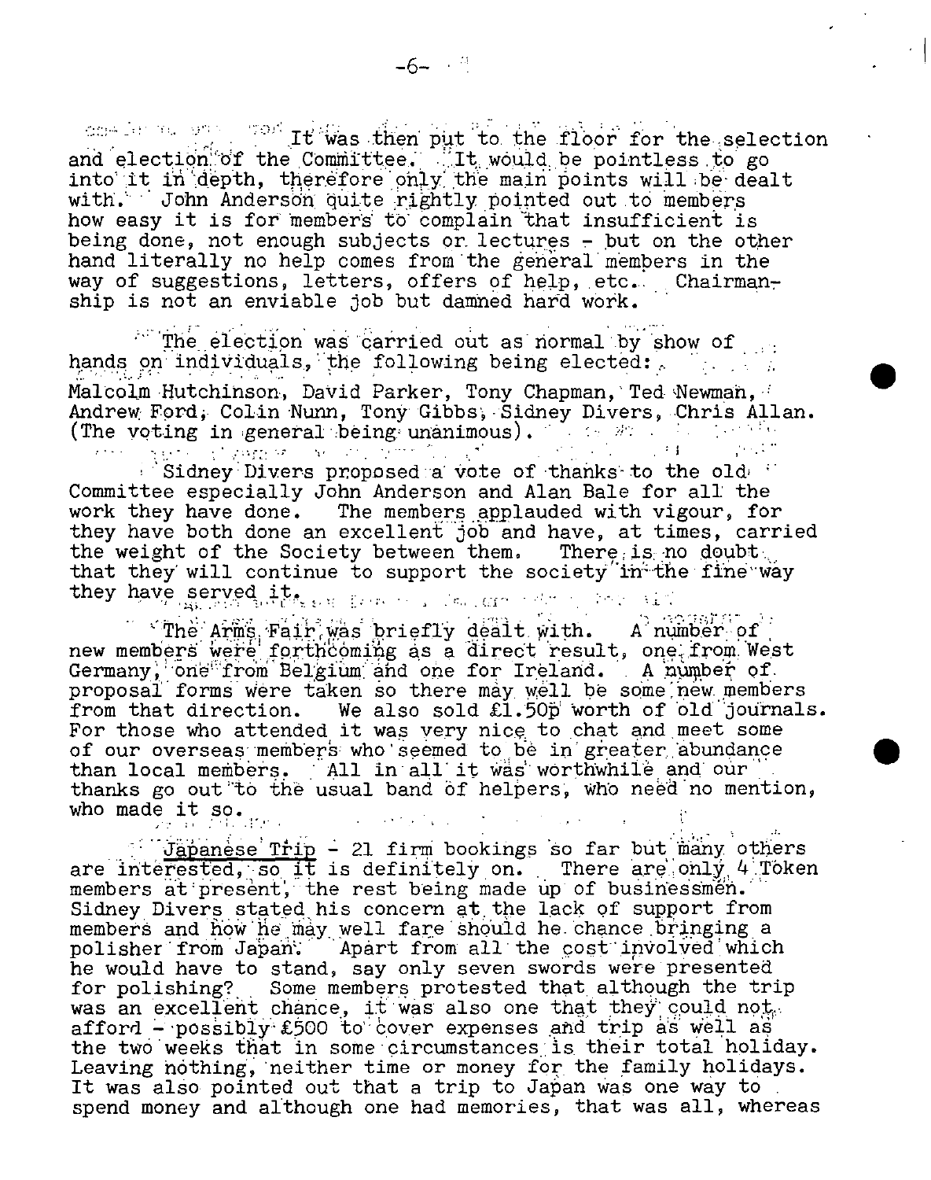It was then put to the floor for the selection and election of the Committee. It would be pointless to go into it in depth, therefore only the main points will be dealt with. John Anderson quite rightly pointed out to members how easy it is for members to complain that insufficient is being done, not enough subjects or lectures - but on the other hand literally no help comes from the general members in the way of suggestions, letters, offers of help, etc. Chairmanship is not an enviable job but damned hard work.

The election was carried out as normal by show of hands on individuals, the following being elected:

Malcolm Hutchinson, David Parker, Tony Chapman, Ted Newman, Andrew Ford, Colin Nunn, Tony Gibbs, Sidney Divers, Chris Allan. (The voting in general being unanimous).

Sidney Divers proposed a vote of thanks to the old Committee especially John Anderson and Alan Bale for all the work they have done. The members applauded with vigour, for they have both done an excellent job and have, at times, carried the weight of the Society between them. There is no doubt that they will continue to support the society in the fine way they have served it.

The Arms Fair was briefly dealt with. A number of new members were forthcoming as a direct result, one from West Germany, one from Belgium and one for Ireland. A number of proposal forms were taken so there may well be some new members from that direction. We also sold £1.50p worth of old journals. For those who attended it was very nice to chat and meet some of our overseas members who seemed to be in greater abundance than local members. All in all it was worthwhile and our thanks go out to the usual band of helpers, who need no mention, who made it so.

<u>Japanese Trip</u> - 21 firm bookings so far but many others are interested, so it is definitely on. There are only 4 Token members at present, the rest being made up of businessmen. Sidney Divers stated his concern at the lack of support from members and how he may well fare should he chance bringing a polisher from Japan. Apart from all the cost involved which he would have to stand, say only seven swords were presented for polishing? Some members protested that although the trip was an excellent chance, it was also one that they could not afford - possibly £500 to cover expenses and trip as well as the two weeks that in some circumstances is their total holiday. Leaving nothing, neither time or money for the family holidays. It was also pointed out that a trip to Japan was one way to spend money and although one had memories, that was all, whereas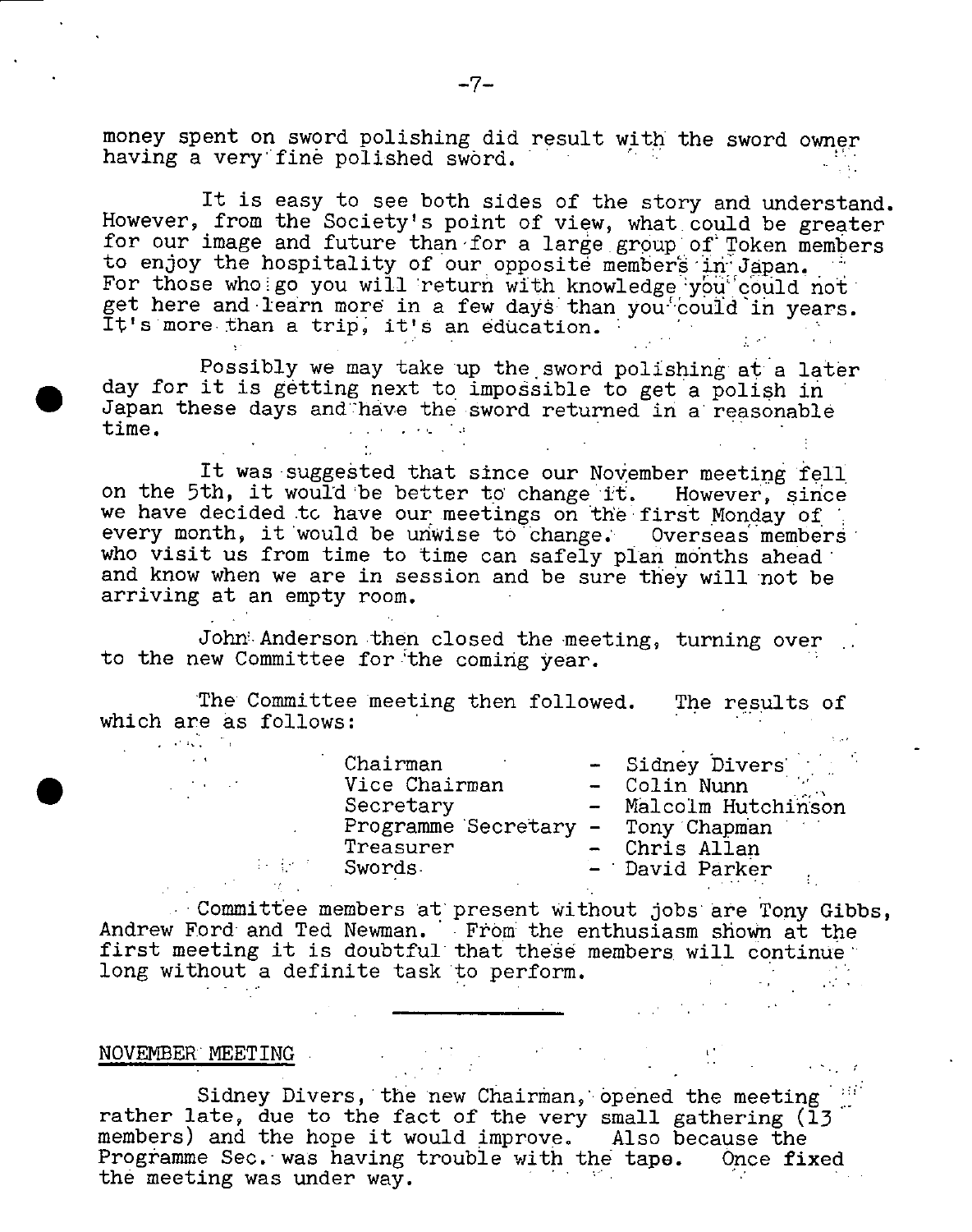money spent on sword polishing did result with the sword owner having a very fine polished sword.

It is easy to see both sides of the story and understand. However, from the Society's point of view, what could be greater for our image and future than for a large group of Token members to enjoy the hospitality of our opposite members in Japan. For those who go you will return with knowledge you could not get here and learn more in a few days than you could in years. It's more than a trip, it's an education.

Possibly we may take up the sword polishing at a later day for it is getting next to impossible to get a polish in Japan these days and have the sword returned in a reasonable time.

It was suggested that since our November meeting fell on the 5th, it would be better to change it. However, since we have decided to have our meetings on the first Monday of every month, it would be unwise to change. Overseas members who visit us from time to time can safely plan months ahead and know when we are in session and be sure they will not be arriving at an empty room.

John Anderson then closed the meeting, turning over to the new Committee for the coming year.

The Committee meeting then followed. The results of which are as follows:

| | | |
|---|---|---|
| Chairman | - | Sidney Divers |
| Vice Chairman | - | Colin Nunn |
| Secretary | - | Malcolm Hutchinson |
| Programme Secretary | - | Tony Chapman |
| Treasurer | - | Chris Allan |
| Swords | - | David Parker |

Committee members at present without jobs are Tony Gibbs, Andrew Ford and Ted Newman. From the enthusiasm shown at the first meeting it is doubtful that these members will continue long without a definite task to perform.

---

NOVEMBER MEETING

Sidney Divers, the new Chairman, opened the meeting rather late, due to the fact of the very small gathering (13 members) and the hope it would improve. Also because the Programme Sec. was having trouble with the tape. Once fixed the meeting was under way.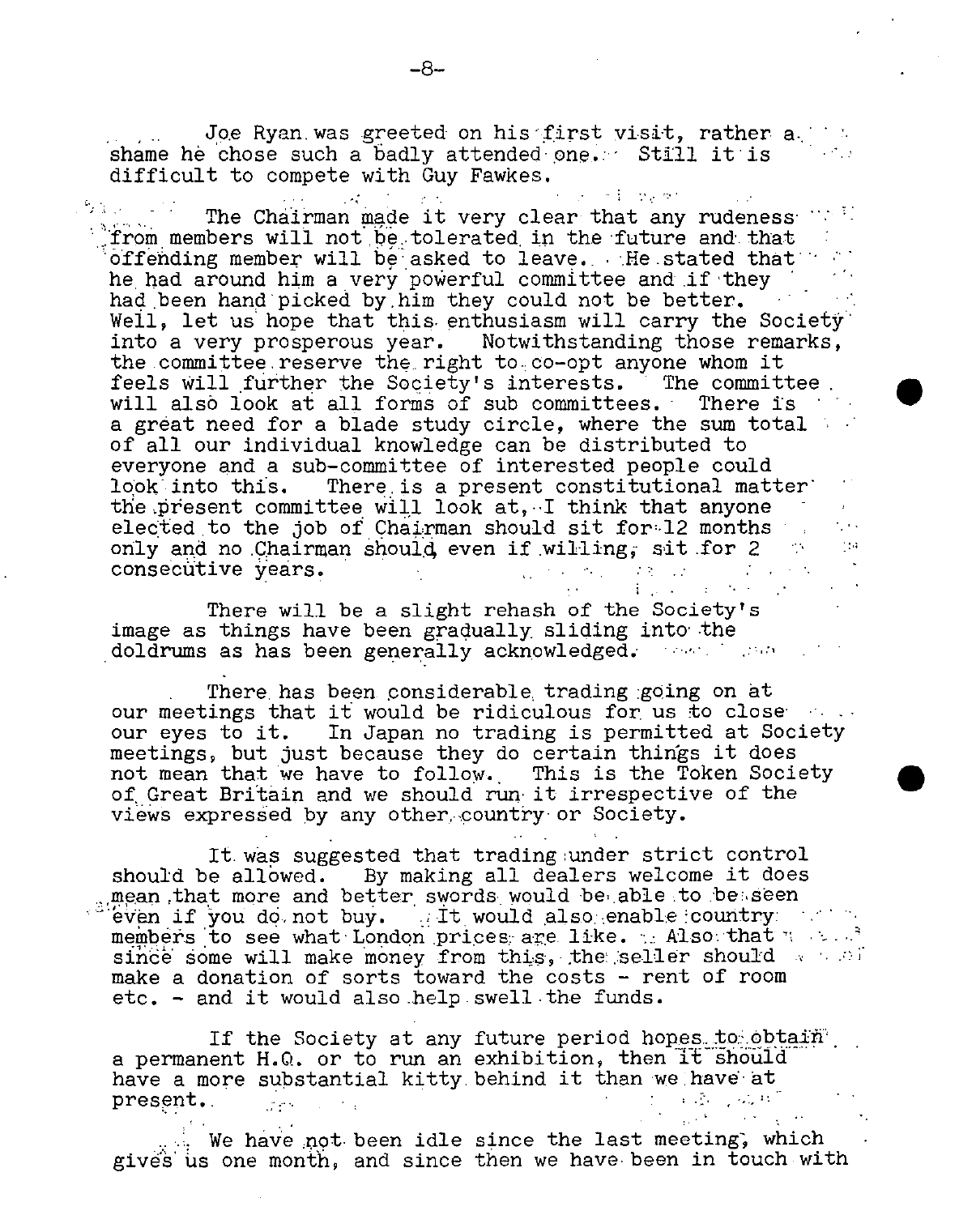Joe Ryan was greeted on his first visit, rather a shame he chose such a badly attended one. Still it is difficult to compete with Guy Fawkes.

The Chairman made it very clear that any rudeness from members will not be tolerated in the future and that offending member will be asked to leave. He stated that he had around him a very powerful committee and if they had been hand picked by him they could not be better. Well, let us hope that this enthusiasm will carry the Society into a very prosperous year. Notwithstanding those remarks, the committee reserve the right to co-opt anyone whom it feels will further the Society's interests. The committee will also look at all forms of sub committees. There is a great need for a blade study circle, where the sum total of all our individual knowledge can be distributed to everyone and a sub-committee of interested people could look into this. There is a present constitutional matter the present committee will look at, I think that anyone elected to the job of Chairman should sit for 12 months only and no Chairman should, even if willing, sit for 2 consecutive years.

There will be a slight rehash of the Society's image as things have been gradually sliding into the doldrums as has been generally acknowledged.

There has been considerable trading going on at our meetings that it would be ridiculous for us to close our eyes to it. In Japan no trading is permitted at Society meetings, but just because they do certain things it does not mean that we have to follow. This is the Token Society of Great Britain and we should run it irrespective of the views expressed by any other country or Society.

It was suggested that trading under strict control should be allowed. By making all dealers welcome it does mean that more and better swords would be able to be seen even if you do not buy. It would also enable country members to see what London prices are like. Also that since some will make money from this, the seller should make a donation of sorts toward the costs - rent of room etc. - and it would also help swell the funds.

If the Society at any future period hopes to obtain a permanent H.Q. or to run an exhibition, then it should have a more substantial kitty behind it than we have at present.

We have not been idle since the last meeting, which gives us one month, and since then we have been in touch with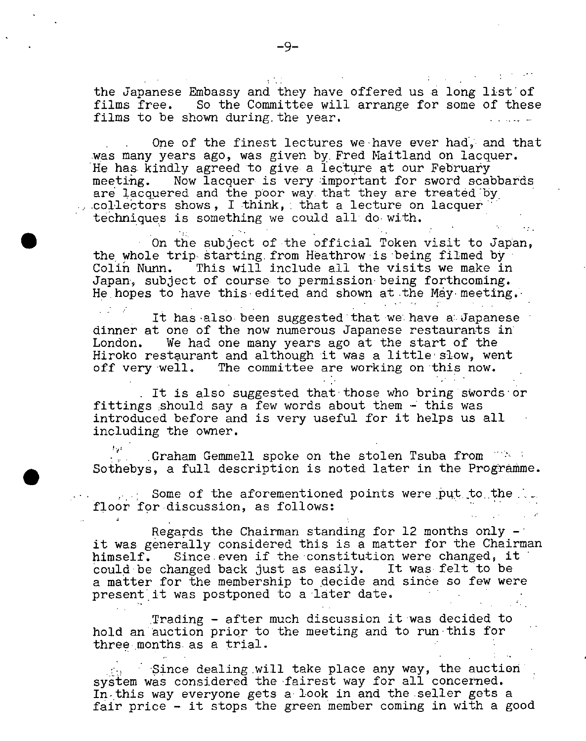the Japanese Embassy and they have offered us a long list of films free. So the Committee will arrange for some of these films to be shown during the year.

One of the finest lectures we have ever had, and that was many years ago, was given by Fred Maitland on lacquer. He has kindly agreed to give a lecture at our February meeting. Now lacquer is very important for sword scabbards are lacquered and the poor way that they are treated by collectors shows, I think, that a lecture on lacquer techniques is something we could all do with.

On the subject of the official Token visit to Japan, the whole trip starting from Heathrow is being filmed by Colin Nunn. This will include all the visits we make in Japan, subject of course to permission being forthcoming. He hopes to have this edited and shown at the May meeting.

It has also been suggested that we have a Japanese dinner at one of the now numerous Japanese restaurants in London. We had one many years ago at the start of the Hiroko restaurant and although it was a little slow, went off very well. The committee are working on this now.

It is also suggested that those who bring swords or fittings should say a few words about them - this was introduced before and is very useful for it helps us all including the owner.

Graham Gemmell spoke on the stolen Tsuba from Sothebys, a full description is noted later in the Programme.

Some of the aforementioned points were put to the floor for discussion, as follows:

Regards the Chairman standing for 12 months only - it was generally considered this is a matter for the Chairman himself. Since even if the constitution were changed, it could be changed back just as easily. It was felt to be a matter for the membership to decide and since so few were present it was postponed to a later date.

Trading - after much discussion it was decided to hold an auction prior to the meeting and to run this for three months as a trial.

Since dealing will take place any way, the auction system was considered the fairest way for all concerned. In this way everyone gets a look in and the seller gets a fair price - it stops the green member coming in with a good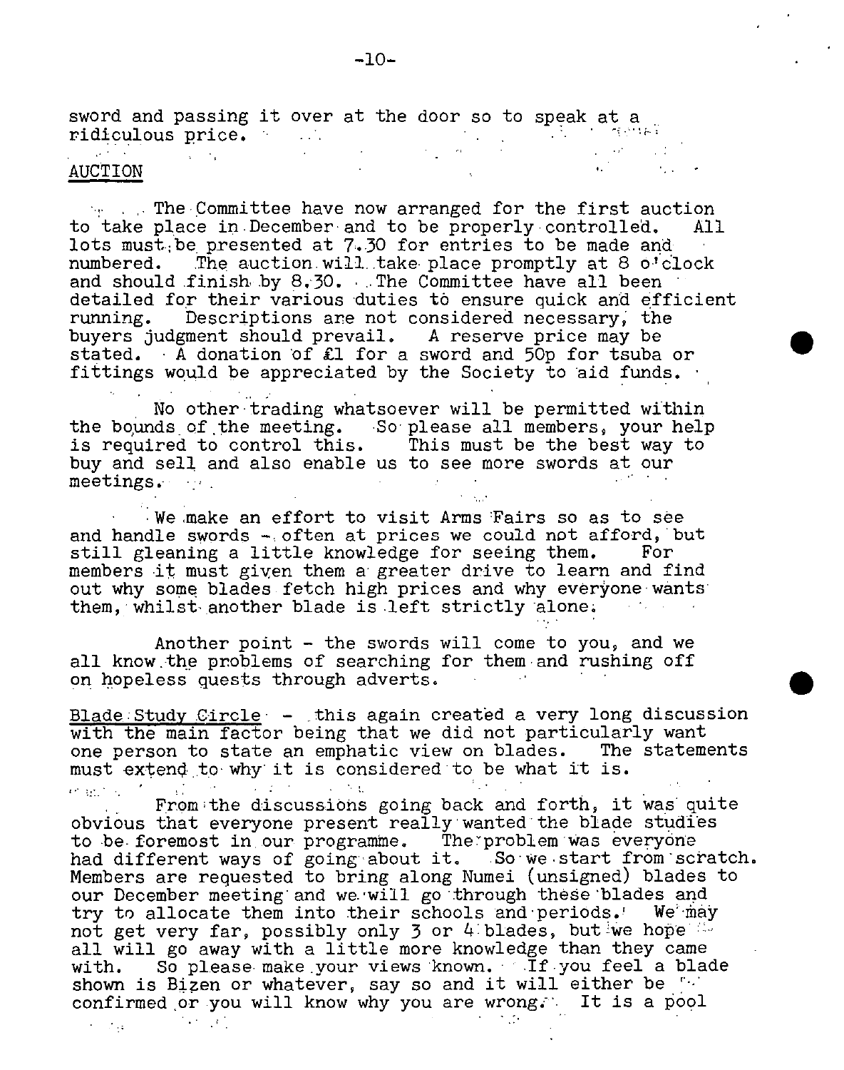sword and passing it over at the door so to speak at a ridiculous price.

AUCTION

The Committee have now arranged for the first auction to take place in December and to be properly controlled. All lots must be presented at 7.30 for entries to be made and numbered. The auction will take place promptly at 8 o'clock and should finish by 8.30. The Committee have all been detailed for their various duties to ensure quick and efficient running. Descriptions are not considered necessary, the buyers judgment should prevail. A reserve price may be stated. A donation of £1 for a sword and 50p for tsuba or fittings would be appreciated by the Society to aid funds.

No other trading whatsoever will be permitted within the bounds of the meeting. So please all members, your help is required to control this. This must be the best way to buy and sell and also enable us to see more swords at our meetings.

We make an effort to visit Arms Fairs so as to see and handle swords - often at prices we could not afford, but still gleaning a little knowledge for seeing them. For members it must given them a greater drive to learn and find out why some blades fetch high prices and why everyone wants them, whilst another blade is left strictly alone.

Another point - the swords will come to you, and we all know the problems of searching for them and rushing off on hopeless quests through adverts.

Blade Study Circle - this again created a very long discussion with the main factor being that we did not particularly want one person to state an emphatic view on blades. The statements must extend to why it is considered to be what it is.

From the discussions going back and forth, it was quite obvious that everyone present really wanted the blade studies to be foremost in our programme. The problem was everyone had different ways of going about it. So we start from scratch. Members are requested to bring along Numei (unsigned) blades to our December meeting and we will go through these blades and try to allocate them into their schools and periods. We may not get very far, possibly only 3 or 4 blades, but we hope all will go away with a little more knowledge than they came with. So please make your views known. If you feel a blade shown is Bizen or whatever, say so and it will either be confirmed or you will know why you are wrong. It is a pool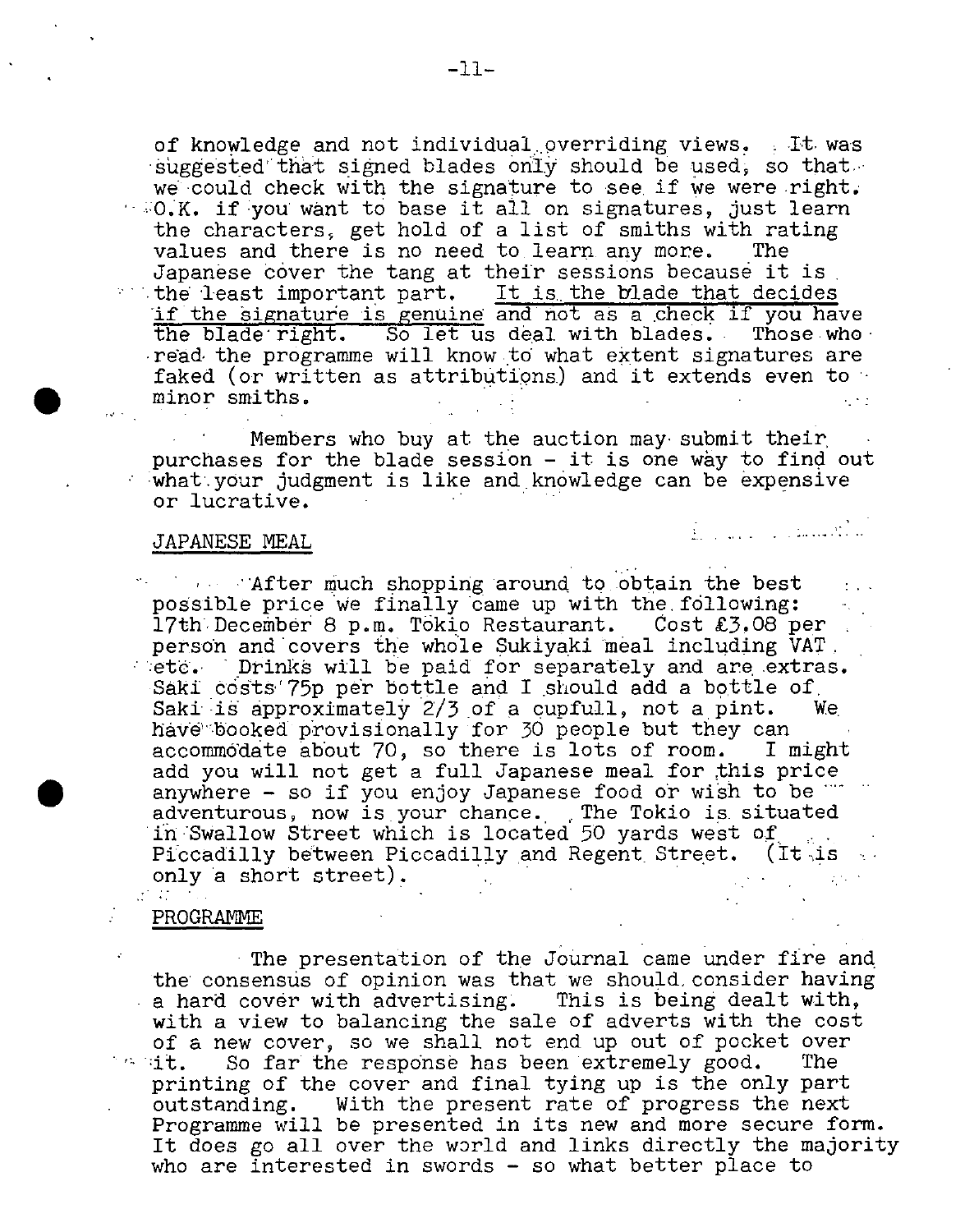of knowledge and not individual overriding views. It was suggested that signed blades only should be used, so that we could check with the signature to see if we were right. O.K. if you want to base it all on signatures, just learn the characters, get hold of a list of smiths with rating values and there is no need to learn any more. The Japanese cover the tang at their sessions because it is the least important part. <u>It is the blade that decides if the signature is genuine</u> and not as a check if you have the blade right. So let us deal with blades. Those who read the programme will know to what extent signatures are faked (or written as attributions) and it extends even to minor smiths.

Members who buy at the auction may submit their purchases for the blade session - it is one way to find out what your judgment is like and knowledge can be expensive or lucrative.

## JAPANESE MEAL

After much shopping around to obtain the best possible price we finally came up with the following: 17th December 8 p.m. Tokio Restaurant. Cost £3.08 per person and covers the whole Sukiyaki meal including VAT. etc. Drinks will be paid for separately and are extras. Saki costs 75p per bottle and I should add a bottle of Saki is approximately 2/3 of a cupfull, not a pint. We have booked provisionally for 30 people but they can accommodate about 70, so there is lots of room. I might add you will not get a full Japanese meal for this price anywhere - so if you enjoy Japanese food or wish to be adventurous, now is your chance. The Tokio is situated in Swallow Street which is located 50 yards west of Piccadilly between Piccadilly and Regent Street. (It is only a short street).

## PROGRAMME

The presentation of the Journal came under fire and the consensus of opinion was that we should consider having a hard cover with advertising. This is being dealt with, with a view to balancing the sale of adverts with the cost of a new cover, so we shall not end up out of pocket over it. So far the response has been extremely good. The printing of the cover and final tying up is the only part outstanding. With the present rate of progress the next Programme will be presented in its new and more secure form. It does go all over the world and links directly the majority who are interested in swords - so what better place to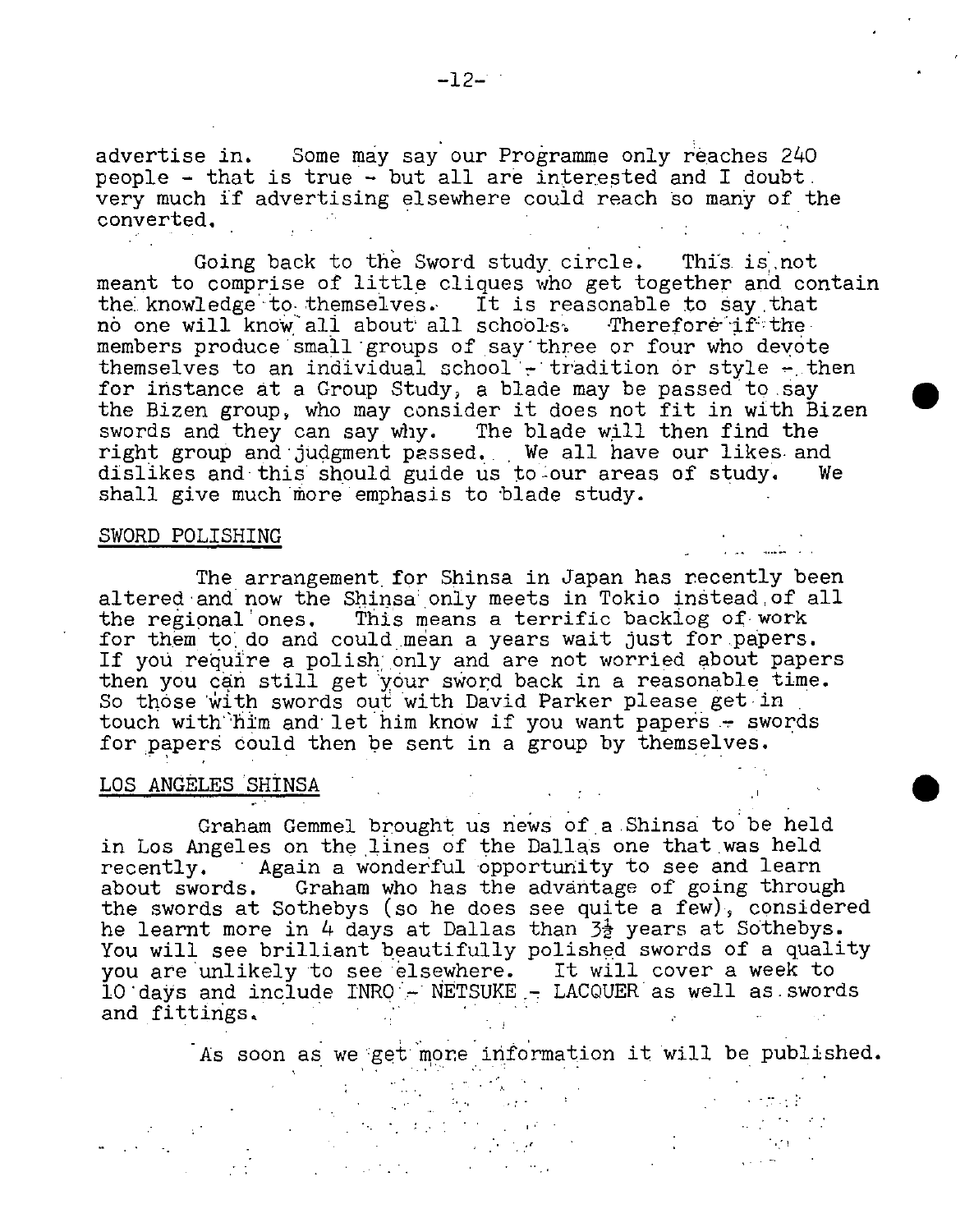advertise in. Some may say our Programme only reaches 240 people - that is true - but all are interested and I doubt very much if advertising elsewhere could reach so many of the converted.

Going back to the Sword study circle. This is not meant to comprise of little cliques who get together and contain the knowledge to themselves. It is reasonable to say that no one will know all about all schools. Therefore if the members produce small groups of say three or four who devote themselves to an individual school - tradition or style - then for instance at a Group Study, a blade may be passed to say the Bizen group, who may consider it does not fit in with Bizen swords and they can say why. The blade will then find the right group and judgment passed. We all have our likes and dislikes and this should guide us to our areas of study. We shall give much more emphasis to blade study.

## SWORD POLISHING

The arrangement for Shinsa in Japan has recently been altered and now the Shinsa only meets in Tokio instead of all the regional ones. This means a terrific backlog of work for them to do and could mean a years wait just for papers. If you require a polish only and are not worried about papers then you can still get your sword back in a reasonable time. So those with swords out with David Parker please get in touch with him and let him know if you want papers - swords for papers could then be sent in a group by themselves.

## LOS ANGELES SHINSA

Graham Gemmel brought us news of a Shinsa to be held in Los Angeles on the lines of the Dallas one that was held recently. Again a wonderful opportunity to see and learn about swords. Graham who has the advantage of going through the swords at Sothebys (so he does see quite a few), considered he learnt more in 4 days at Dallas than 3½ years at Sothebys. You will see brilliant beautifully polished swords of a quality you are unlikely to see elsewhere. It will cover a week to 10 days and include INRO - NETSUKE - LACQUER as well as swords and fittings.

As soon as we get more information it will be published.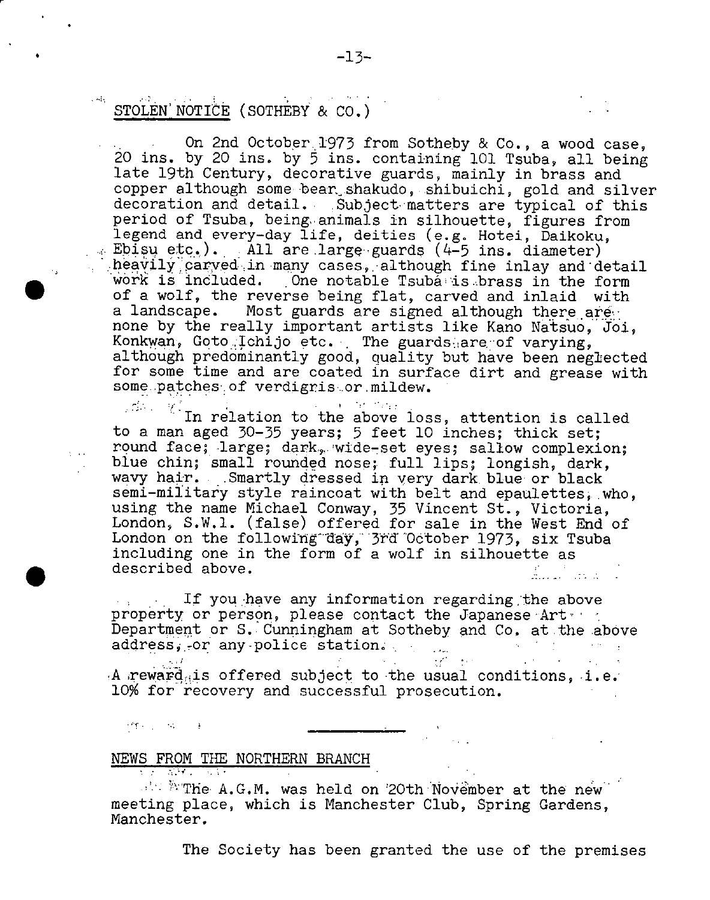## STOLEN NOTICE (SOTHEBY & CO.)

On 2nd October 1973 from Sotheby & Co., a wood case, 20 ins. by 20 ins. by 5 ins. containing 101 Tsuba, all being late 19th Century, decorative guards, mainly in brass and copper although some bear shakudo, shibuichi, gold and silver decoration and detail. Subject matters are typical of this period of Tsuba, being animals in silhouette, figures from legend and every-day life, deities (e.g. Hotei, Daikoku, Ebisu etc.). All are large guards (4-5 ins. diameter) heavily carved in many cases, although fine inlay and detail work is included. One notable Tsuba is brass in the form of a wolf, the reverse being flat, carved and inlaid with a landscape. Most guards are signed although there are none by the really important artists like Kano Natsuo, Joi, Konkwan, Goto Ichijo etc. The guards are of varying, although predominantly good, quality but have been neglected for some time and are coated in surface dirt and grease with some patches of verdigris or mildew.

In relation to the above loss, attention is called to a man aged 30-35 years; 5 feet 10 inches; thick set; round face; large; dark, wide-set eyes; sallow complexion; blue chin; small rounded nose; full lips; longish, dark, wavy hair. Smartly dressed in very dark blue or black semi-military style raincoat with belt and epaulettes, who, using the name Michael Conway, 35 Vincent St., Victoria, London, S.W.1. (false) offered for sale in the West End of London on the following day, 3rd October 1973, six Tsuba including one in the form of a wolf in silhouette as described above.

If you have any information regarding the above property or person, please contact the Japanese Art Department or S. Cunningham at Sotheby and Co. at the above address, or any police station.

A reward is offered subject to the usual conditions, i.e. 10% for recovery and successful prosecution.

---

## NEWS FROM THE NORTHERN BRANCH

The A.G.M. was held on 20th November at the new meeting place, which is Manchester Club, Spring Gardens, Manchester.

The Society has been granted the use of the premises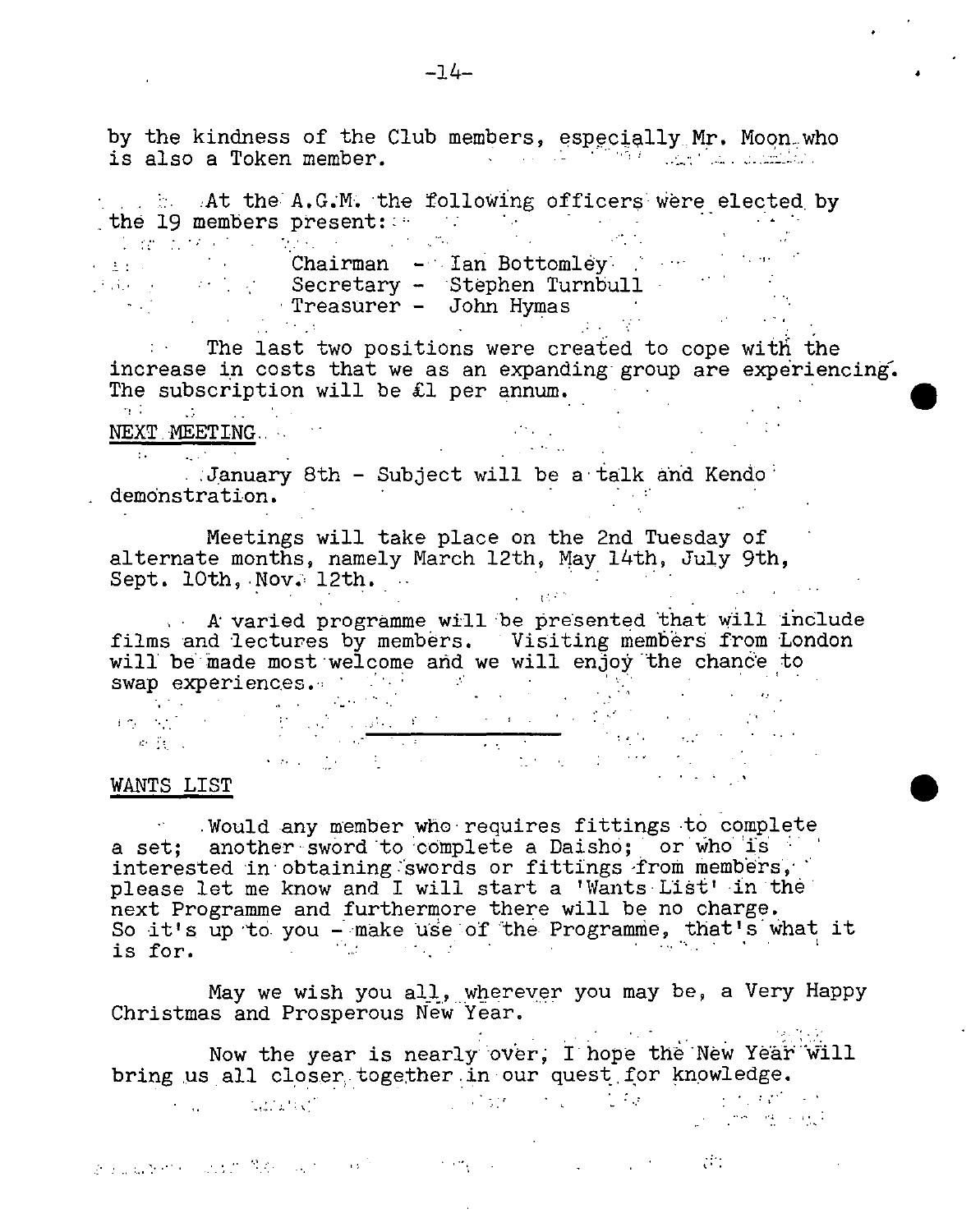by the kindness of the Club members, especially Mr. Moon who is also a Token member.

At the A.G.M. the following officers were elected by the 19 members present:

Chairman - Ian Bottomley
Secretary - Stephen Turnbull
Treasurer - John Hymas

The last two positions were created to cope with the increase in costs that we as an expanding group are experiencing. The subscription will be £1 per annum.

NEXT MEETING

January 8th - Subject will be a talk and Kendo demonstration.

Meetings will take place on the 2nd Tuesday of alternate months, namely March 12th, May 14th, July 9th, Sept. 10th, Nov. 12th.

A varied programme will be presented that will include films and lectures by members. Visiting members from London will be made most welcome and we will enjoy the chance to swap experiences.

---

WANTS LIST

Would any member who requires fittings to complete a set; another sword to complete a Daisho; or who is interested in obtaining swords or fittings from members, please let me know and I will start a 'Wants List' in the next Programme and furthermore there will be no charge. So it's up to you - make use of the Programme, that's what it is for.

May we wish you all, wherever you may be, a Very Happy Christmas and Prosperous New Year.

Now the year is nearly over, I hope the New Year will bring us all closer together in our quest for knowledge.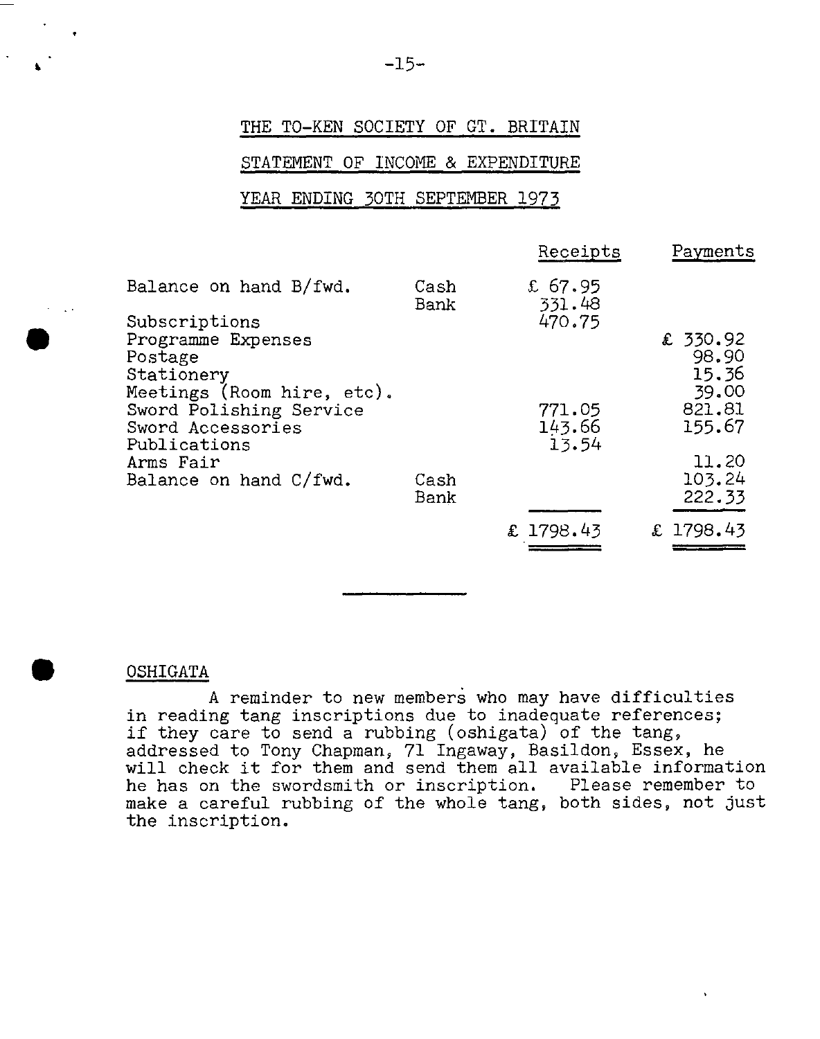THE TO-KEN SOCIETY OF GT. BRITAIN

STATEMENT OF INCOME & EXPENDITURE

YEAR ENDING 30TH SEPTEMBER 1973

| | | Receipts | Payments |
|---|---|---|---|
| Balance on hand B/fwd. | Cash | £ 67.95 | |
| | Bank | 331.48 | |
| Subscriptions | | 470.75 | |
| Programme Expenses | | | £ 330.92 |
| Postage | | | 98.90 |
| Stationery | | | 15.36 |
| Meetings (Room hire, etc). | | | 39.00 |
| Sword Polishing Service | | 771.05 | 821.81 |
| Sword Accessories | | 143.66 | 155.67 |
| Publications | | 13.54 | |
| Arms Fair | | | 11.20 |
| Balance on hand C/fwd. | Cash | | 103.24 |
| | Bank | | 222.33 |
| | | £ 1798.43 | £ 1798.43 |

---

## OSHIGATA

A reminder to new members who may have difficulties in reading tang inscriptions due to inadequate references; if they care to send a rubbing (oshigata) of the tang, addressed to Tony Chapman, 71 Ingaway, Basildon, Essex, he will check it for them and send them all available information he has on the swordsmith or inscription. Please remember to make a careful rubbing of the whole tang, both sides, not just the inscription.